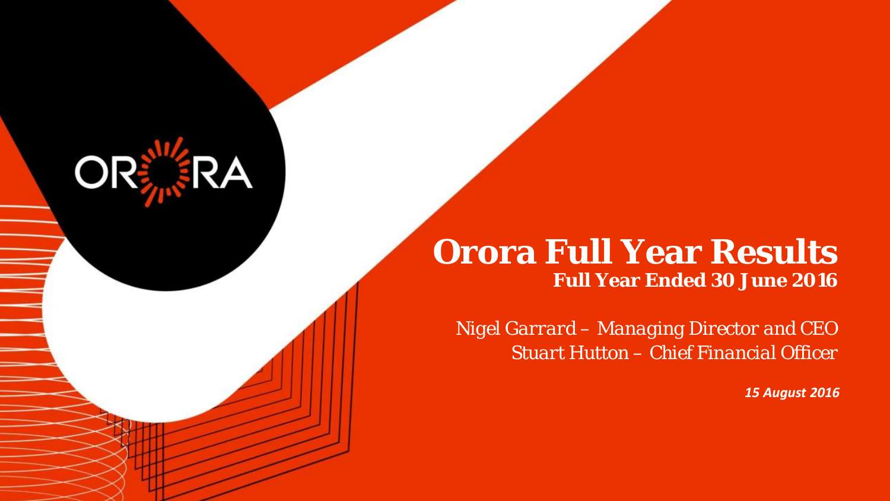ORORA

# Orora Full Year Results

## Full Year Ended 30 June 2016

*Nigel Garrard – Managing Director and CEO*

*Stuart Hutton – Chief Financial Officer*

***15 August 2016***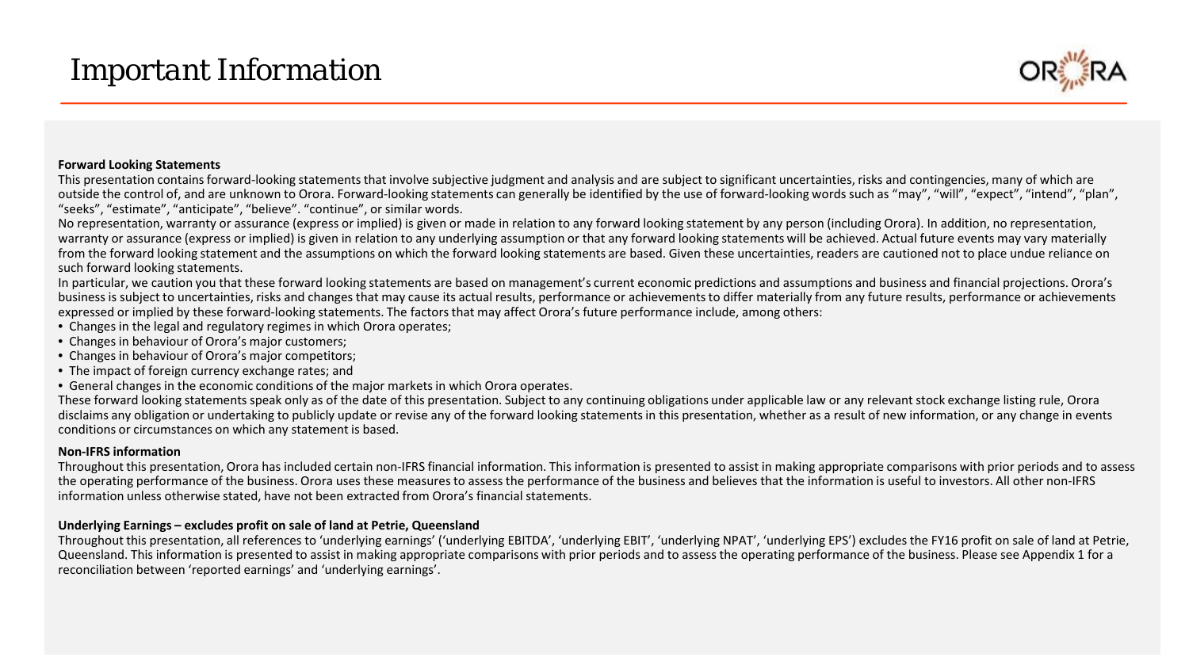# Important Information

**Forward Looking Statements**

This presentation contains forward-looking statements that involve subjective judgment and analysis and are subject to significant uncertainties, risks and contingencies, many of which are outside the control of, and are unknown to Orora. Forward-looking statements can generally be identified by the use of forward-looking words such as "may", "will", "expect", "intend", "plan", "seeks", "estimate", "anticipate", "believe". "continue", or similar words.

No representation, warranty or assurance (express or implied) is given or made in relation to any forward looking statement by any person (including Orora). In addition, no representation, warranty or assurance (express or implied) is given in relation to any underlying assumption or that any forward looking statements will be achieved. Actual future events may vary materially from the forward looking statement and the assumptions on which the forward looking statements are based. Given these uncertainties, readers are cautioned not to place undue reliance on such forward looking statements.

In particular, we caution you that these forward looking statements are based on management's current economic predictions and assumptions and business and financial projections. Orora's business is subject to uncertainties, risks and changes that may cause its actual results, performance or achievements to differ materially from any future results, performance or achievements expressed or implied by these forward-looking statements. The factors that may affect Orora's future performance include, among others:

- Changes in the legal and regulatory regimes in which Orora operates;
- Changes in behaviour of Orora's major customers;
- Changes in behaviour of Orora's major competitors;
- The impact of foreign currency exchange rates; and
- General changes in the economic conditions of the major markets in which Orora operates.

These forward looking statements speak only as of the date of this presentation. Subject to any continuing obligations under applicable law or any relevant stock exchange listing rule, Orora disclaims any obligation or undertaking to publicly update or revise any of the forward looking statements in this presentation, whether as a result of new information, or any change in events conditions or circumstances on which any statement is based.

**Non-IFRS information**

Throughout this presentation, Orora has included certain non-IFRS financial information. This information is presented to assist in making appropriate comparisons with prior periods and to assess the operating performance of the business. Orora uses these measures to assess the performance of the business and believes that the information is useful to investors. All other non-IFRS information unless otherwise stated, have not been extracted from Orora's financial statements.

**Underlying Earnings – excludes profit on sale of land at Petrie, Queensland**

Throughout this presentation, all references to 'underlying earnings' ('underlying EBITDA', 'underlying EBIT', 'underlying NPAT', 'underlying EPS') excludes the FY16 profit on sale of land at Petrie, Queensland. This information is presented to assist in making appropriate comparisons with prior periods and to assess the operating performance of the business. Please see Appendix 1 for a reconciliation between 'reported earnings' and 'underlying earnings'.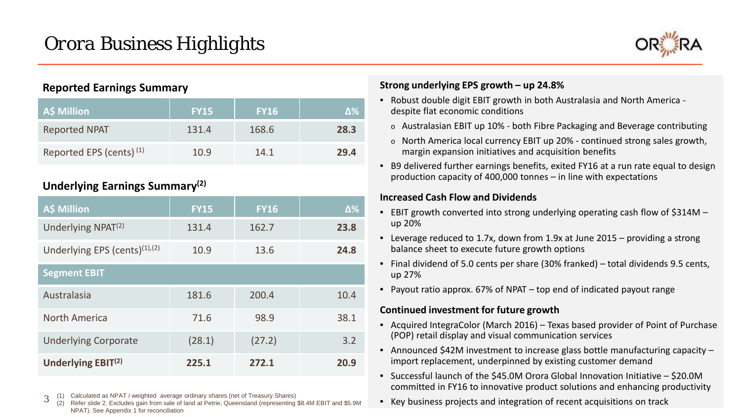# Orora Business Highlights

### Reported Earnings Summary

| A$ Million | FY15 | FY16 | Δ% |
|---|---|---|---|
| Reported NPAT | 131.4 | 168.6 | **28.3** |
| Reported EPS (cents) (1) | 10.9 | 14.1 | **29.4** |

### Underlying Earnings Summary(2)

| A$ Million | FY15 | FY16 | Δ% |
|---|---|---|---|
| Underlying NPAT(2) | 131.4 | 162.7 | **23.8** |
| Underlying EPS (cents)(1),(2) | 10.9 | 13.6 | **24.8** |
| **Segment EBIT** | | | |
| Australasia | 181.6 | 200.4 | 10.4 |
| North America | 71.6 | 98.9 | 38.1 |
| Underlying Corporate | (28.1) | (27.2) | 3.2 |
| **Underlying EBIT(2)** | **225.1** | **272.1** | **20.9** |

(1) Calculated as NPAT / weighted average ordinary shares (net of Treasury Shares)
(2) Refer slide 2. Excludes gain from sale of land at Petrie, Queensland (representing $8.4M EBIT and $5.9M NPAT). See Appendix 1 for reconciliation

### Strong underlying EPS growth – up 24.8%

- Robust double digit EBIT growth in both Australasia and North America - despite flat economic conditions
  - Australasian EBIT up 10% - both Fibre Packaging and Beverage contributing
  - North America local currency EBIT up 20% - continued strong sales growth, margin expansion initiatives and acquisition benefits
- B9 delivered further earnings benefits, exited FY16 at a run rate equal to design production capacity of 400,000 tonnes – in line with expectations

### Increased Cash Flow and Dividends

- EBIT growth converted into strong underlying operating cash flow of $314M – up 20%
- Leverage reduced to 1.7x, down from 1.9x at June 2015 – providing a strong balance sheet to execute future growth options
- Final dividend of 5.0 cents per share (30% franked) – total dividends 9.5 cents, up 27%
- Payout ratio approx. 67% of NPAT – top end of indicated payout range

### Continued investment for future growth

- Acquired IntegraColor (March 2016) – Texas based provider of Point of Purchase (POP) retail display and visual communication services
- Announced $42M investment to increase glass bottle manufacturing capacity – import replacement, underpinned by existing customer demand
- Successful launch of the $45.0M Orora Global Innovation Initiative – $20.0M committed in FY16 to innovative product solutions and enhancing productivity
- Key business projects and integration of recent acquisitions on track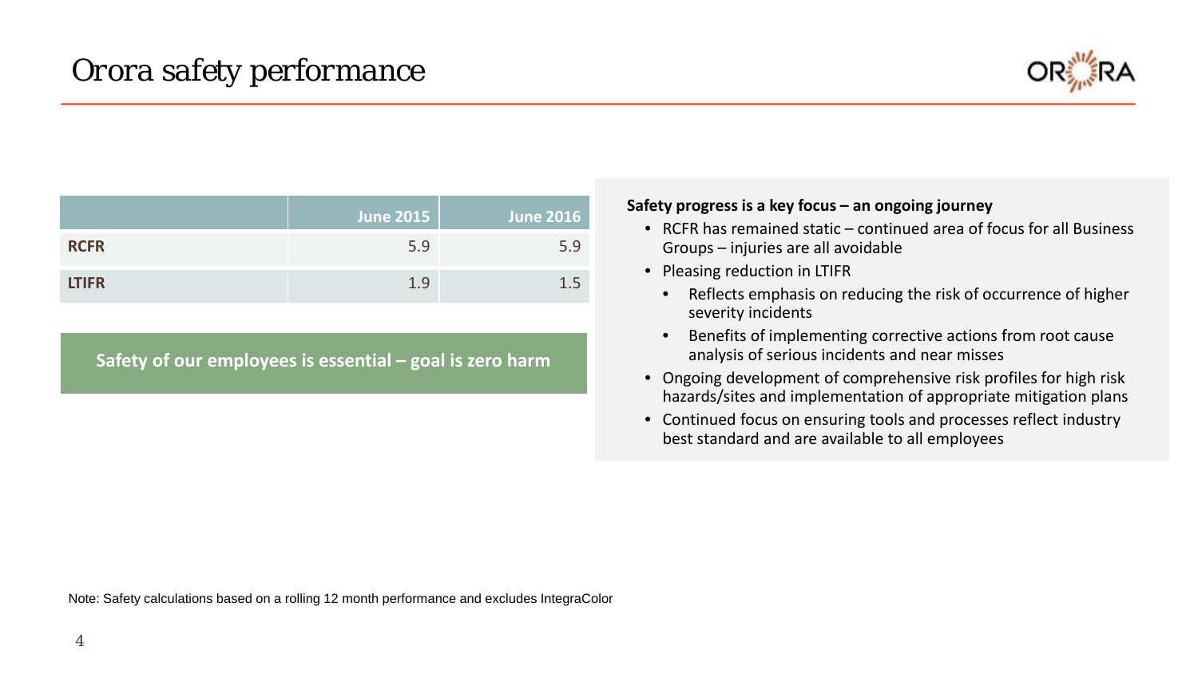# Orora safety performance

| | June 2015 | June 2016 |
|---|---|---|
| **RCFR** | 5.9 | 5.9 |
| **LTIFR** | 1.9 | 1.5 |

**Safety of our employees is essential – goal is zero harm**

**Safety progress is a key focus – an ongoing journey**

- RCFR has remained static – continued area of focus for all Business Groups – injuries are all avoidable
- Pleasing reduction in LTIFR
  - Reflects emphasis on reducing the risk of occurrence of higher severity incidents
  - Benefits of implementing corrective actions from root cause analysis of serious incidents and near misses
- Ongoing development of comprehensive risk profiles for high risk hazards/sites and implementation of appropriate mitigation plans
- Continued focus on ensuring tools and processes reflect industry best standard and are available to all employees

Note: Safety calculations based on a rolling 12 month performance and excludes IntegraColor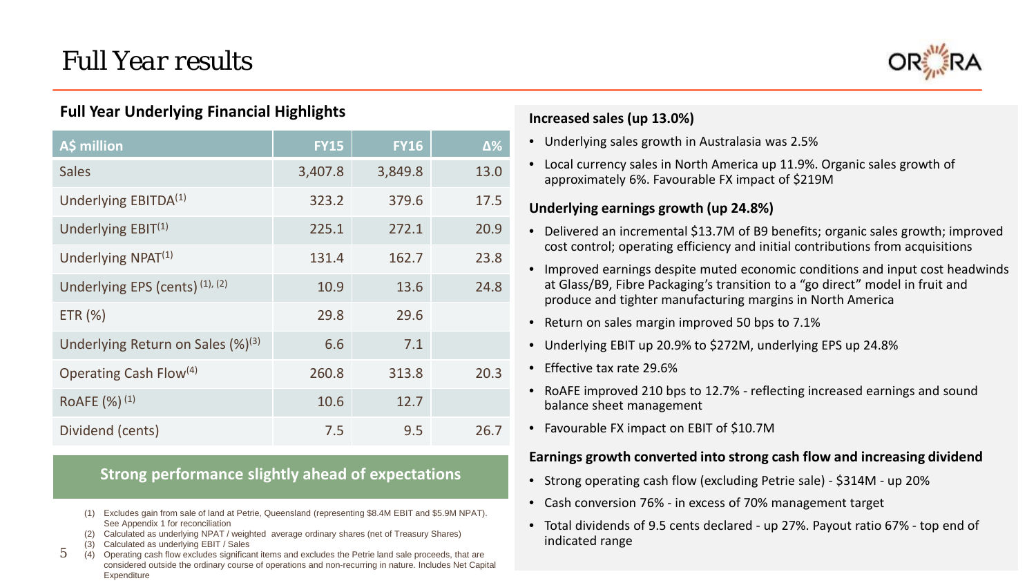# Full Year results

### Full Year Underlying Financial Highlights

| A$ million | FY15 | FY16 | Δ% |
|---|---|---|---|
| Sales | 3,407.8 | 3,849.8 | 13.0 |
| Underlying EBITDA[1] | 323.2 | 379.6 | 17.5 |
| Underlying EBIT[1] | 225.1 | 272.1 | 20.9 |
| Underlying NPAT[1] | 131.4 | 162.7 | 23.8 |
| Underlying EPS (cents) [1], [2] | 10.9 | 13.6 | 24.8 |
| ETR (%) | 29.8 | 29.6 | |
| Underlying Return on Sales (%)[3] | 6.6 | 7.1 | |
| Operating Cash Flow[4] | 260.8 | 313.8 | 20.3 |
| RoAFE (%) [1] | 10.6 | 12.7 | |
| Dividend (cents) | 7.5 | 9.5 | 26.7 |

**Strong performance slightly ahead of expectations**

(1) Excludes gain from sale of land at Petrie, Queensland (representing $8.4M EBIT and $5.9M NPAT). See Appendix 1 for reconciliation
(2) Calculated as underlying NPAT / weighted average ordinary shares (net of Treasury Shares)
(3) Calculated as underlying EBIT / Sales
(4) Operating cash flow excludes significant items and excludes the Petrie land sale proceeds, that are considered outside the ordinary course of operations and non-recurring in nature. Includes Net Capital Expenditure

**Increased sales (up 13.0%)**

- Underlying sales growth in Australasia was 2.5%
- Local currency sales in North America up 11.9%. Organic sales growth of approximately 6%. Favourable FX impact of $219M

**Underlying earnings growth (up 24.8%)**

- Delivered an incremental $13.7M of B9 benefits; organic sales growth; improved cost control; operating efficiency and initial contributions from acquisitions
- Improved earnings despite muted economic conditions and input cost headwinds at Glass/B9, Fibre Packaging's transition to a "go direct" model in fruit and produce and tighter manufacturing margins in North America
- Return on sales margin improved 50 bps to 7.1%
- Underlying EBIT up 20.9% to $272M, underlying EPS up 24.8%
- Effective tax rate 29.6%
- RoAFE improved 210 bps to 12.7% - reflecting increased earnings and sound balance sheet management
- Favourable FX impact on EBIT of $10.7M

**Earnings growth converted into strong cash flow and increasing dividend**

- Strong operating cash flow (excluding Petrie sale) - $314M - up 20%
- Cash conversion 76% - in excess of 70% management target
- Total dividends of 9.5 cents declared - up 27%. Payout ratio 67% - top end of indicated range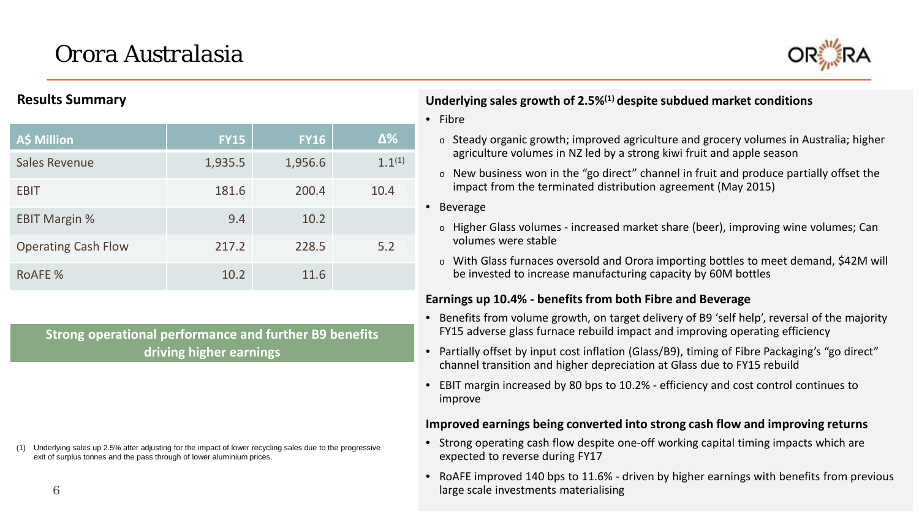# Orora Australasia

## Results Summary

| A$ Million | FY15 | FY16 | Δ% |
| --- | --- | --- | --- |
| Sales Revenue | 1,935.5 | 1,956.6 | 1.1[1] |
| EBIT | 181.6 | 200.4 | 10.4[1] |
| EBIT Margin % | 9.4 | 10.2 | |
| Operating Cash Flow | 217.2 | 228.5 | 5.2[1] |
| RoAFE % | 10.2 | 11.6 | |

**Strong operational performance and further B9 benefits driving higher earnings**

(1) Underlying sales up 2.5% after adjusting for the impact of lower recycling sales due to the progressive exit of surplus tonnes and the pass through of lower aluminium prices.

### Underlying sales growth of 2.5%[1] despite subdued market conditions

- Fibre
  - Steady organic growth; improved agriculture and grocery volumes in Australia; higher agriculture volumes in NZ led by a strong kiwi fruit and apple season
  - New business won in the "go direct" channel in fruit and produce partially offset the impact from the terminated distribution agreement (May 2015)
- Beverage
  - Higher Glass volumes - increased market share (beer), improving wine volumes; Can volumes were stable
  - With Glass furnaces oversold and Orora importing bottles to meet demand, $42M will be invested to increase manufacturing capacity by 60M bottles

### Earnings up 10.4% - benefits from both Fibre and Beverage

- Benefits from volume growth, on target delivery of B9 'self help', reversal of the majority FY15 adverse glass furnace rebuild impact and improving operating efficiency
- Partially offset by input cost inflation (Glass/B9), timing of Fibre Packaging's "go direct" channel transition and higher depreciation at Glass due to FY15 rebuild
- EBIT margin increased by 80 bps to 10.2% - efficiency and cost control continues to improve

### Improved earnings being converted into strong cash flow and improving returns

- Strong operating cash flow despite one-off working capital timing impacts which are expected to reverse during FY17
- RoAFE improved 140 bps to 11.6% - driven by higher earnings with benefits from previous large scale investments materialising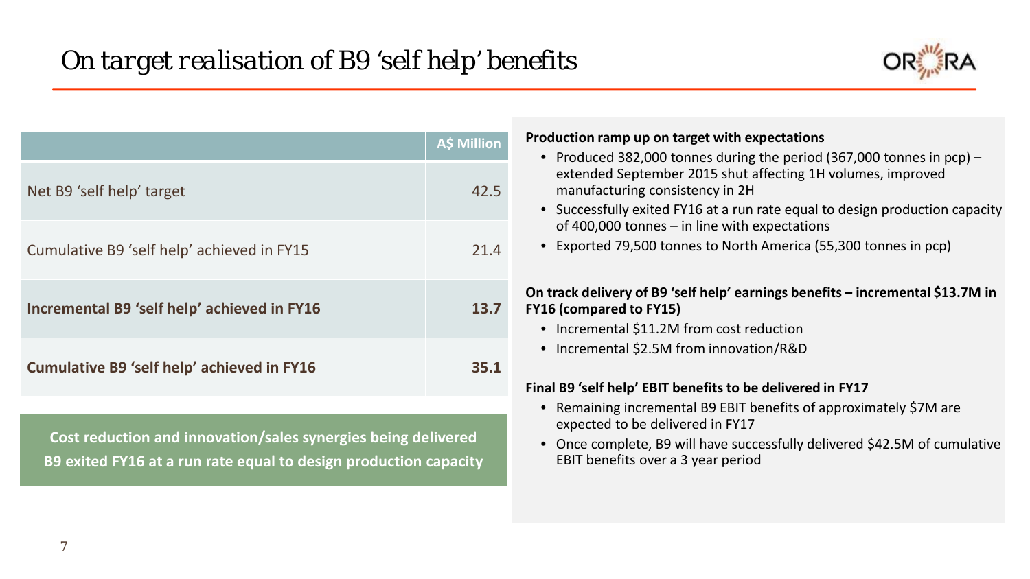# On target realisation of B9 'self help' benefits

| | A$ Million |
|---|---|
| Net B9 'self help' target | 42.5 |
| Cumulative B9 'self help' achieved in FY15 | 21.4 |
| **Incremental B9 'self help' achieved in FY16** | **13.7** |
| **Cumulative B9 'self help' achieved in FY16** | **35.1** |

**Cost reduction and innovation/sales synergies being delivered**
**B9 exited FY16 at a run rate equal to design production capacity**

**Production ramp up on target with expectations**

- Produced 382,000 tonnes during the period (367,000 tonnes in pcp) – extended September 2015 shut affecting 1H volumes, improved manufacturing consistency in 2H
- Successfully exited FY16 at a run rate equal to design production capacity of 400,000 tonnes – in line with expectations
- Exported 79,500 tonnes to North America (55,300 tonnes in pcp)

**On track delivery of B9 'self help' earnings benefits – incremental $13.7M in FY16 (compared to FY15)**

- Incremental $11.2M from cost reduction
- Incremental $2.5M from innovation/R&D

**Final B9 'self help' EBIT benefits to be delivered in FY17**

- Remaining incremental B9 EBIT benefits of approximately $7M are expected to be delivered in FY17
- Once complete, B9 will have successfully delivered $42.5M of cumulative EBIT benefits over a 3 year period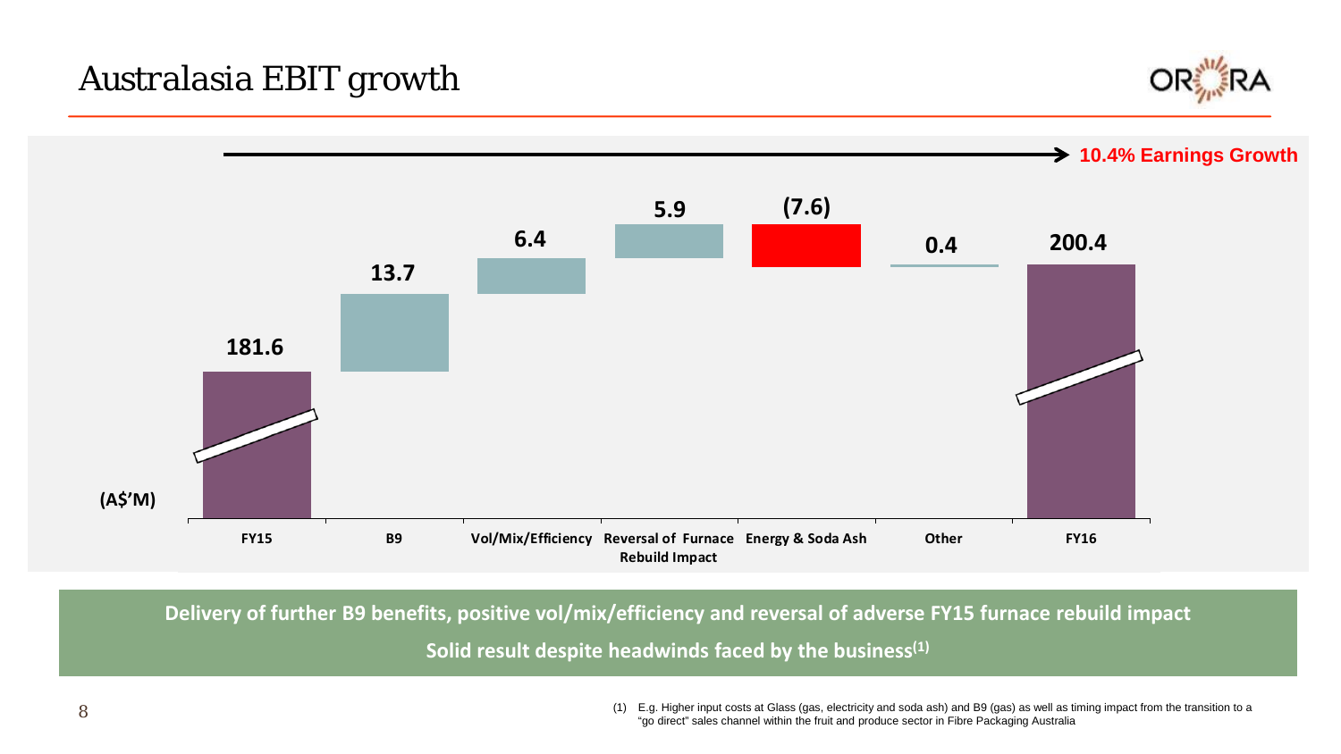# Australasia EBIT growth

10.4% Earnings Growth

(A$'M)

| FY15 | B9 | Vol/Mix/Efficiency | Reversal of Furnace Rebuild Impact | Energy & Soda Ash | Other | FY16 |
|---|---|---|---|---|---|---|
| 181.6 | 13.7 | 6.4 | 5.9 | (7.6) | 0.4 | 200.4 |

**Delivery of further B9 benefits, positive vol/mix/efficiency and reversal of adverse FY15 furnace rebuild impact**

**Solid result despite headwinds faced by the business(1)**

(1) E.g. Higher input costs at Glass (gas, electricity and soda ash) and B9 (gas) as well as timing impact from the transition to a "go direct" sales channel within the fruit and produce sector in Fibre Packaging Australia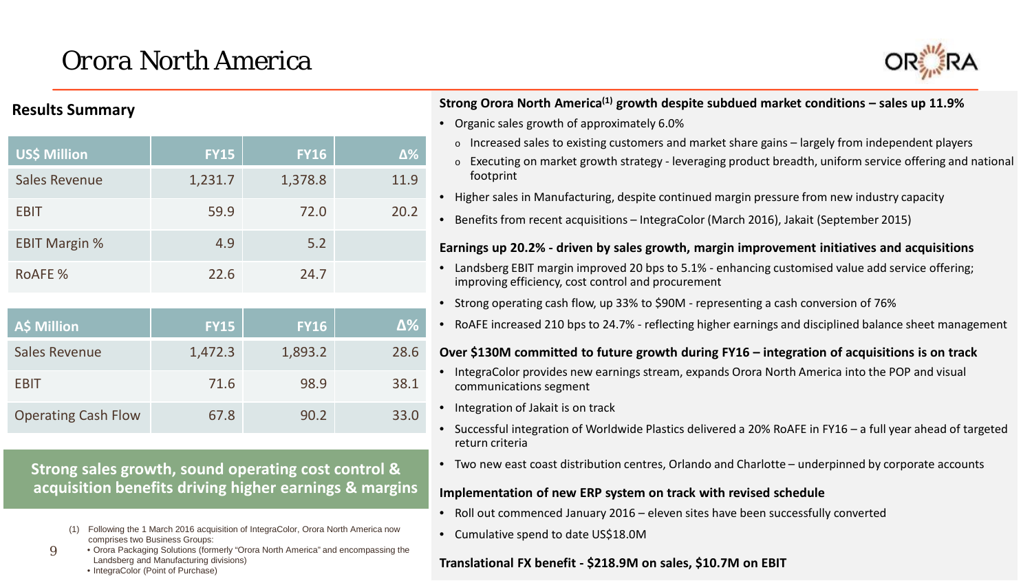# Orora North America

## Results Summary

| US$ Million | FY15 | FY16 | Δ% |
|---|---|---|---|
| Sales Revenue | 1,231.7 | 1,378.8 | 11.9 |
| EBIT | 59.9 | 72.0 | 20.2 |
| EBIT Margin % | 4.9 | 5.2 | |
| RoAFE % | 22.6 | 24.7 | |

| A$ Million | FY15 | FY16 | Δ% |
|---|---|---|---|
| Sales Revenue | 1,472.3 | 1,893.2 | 28.6 |
| EBIT | 71.6 | 98.9 | 38.1 |
| Operating Cash Flow | 67.8 | 90.2 | 33.0 |

**Strong sales growth, sound operating cost control & acquisition benefits driving higher earnings & margins**

(1) Following the 1 March 2016 acquisition of IntegraColor, Orora North America now comprises two Business Groups:
- Orora Packaging Solutions (formerly "Orora North America" and encompassing the Landsberg and Manufacturing divisions)
- IntegraColor (Point of Purchase)

**Strong Orora North America[1] growth despite subdued market conditions – sales up 11.9%**

- Organic sales growth of approximately 6.0%
  - Increased sales to existing customers and market share gains – largely from independent players
  - Executing on market growth strategy - leveraging product breadth, uniform service offering and national footprint
- Higher sales in Manufacturing, despite continued margin pressure from new industry capacity
- Benefits from recent acquisitions – IntegraColor (March 2016), Jakait (September 2015)

**Earnings up 20.2% - driven by sales growth, margin improvement initiatives and acquisitions**

- Landsberg EBIT margin improved 20 bps to 5.1% - enhancing customised value add service offering; improving efficiency, cost control and procurement
- Strong operating cash flow, up 33% to $90M - representing a cash conversion of 76%
- RoAFE increased 210 bps to 24.7% - reflecting higher earnings and disciplined balance sheet management

**Over $130M committed to future growth during FY16 – integration of acquisitions is on track**

- IntegraColor provides new earnings stream, expands Orora North America into the POP and visual communications segment
- Integration of Jakait is on track
- Successful integration of Worldwide Plastics delivered a 20% RoAFE in FY16 – a full year ahead of targeted return criteria
- Two new east coast distribution centres, Orlando and Charlotte – underpinned by corporate accounts

**Implementation of new ERP system on track with revised schedule**

- Roll out commenced January 2016 – eleven sites have been successfully converted
- Cumulative spend to date US$18.0M

**Translational FX benefit - $218.9M on sales, $10.7M on EBIT**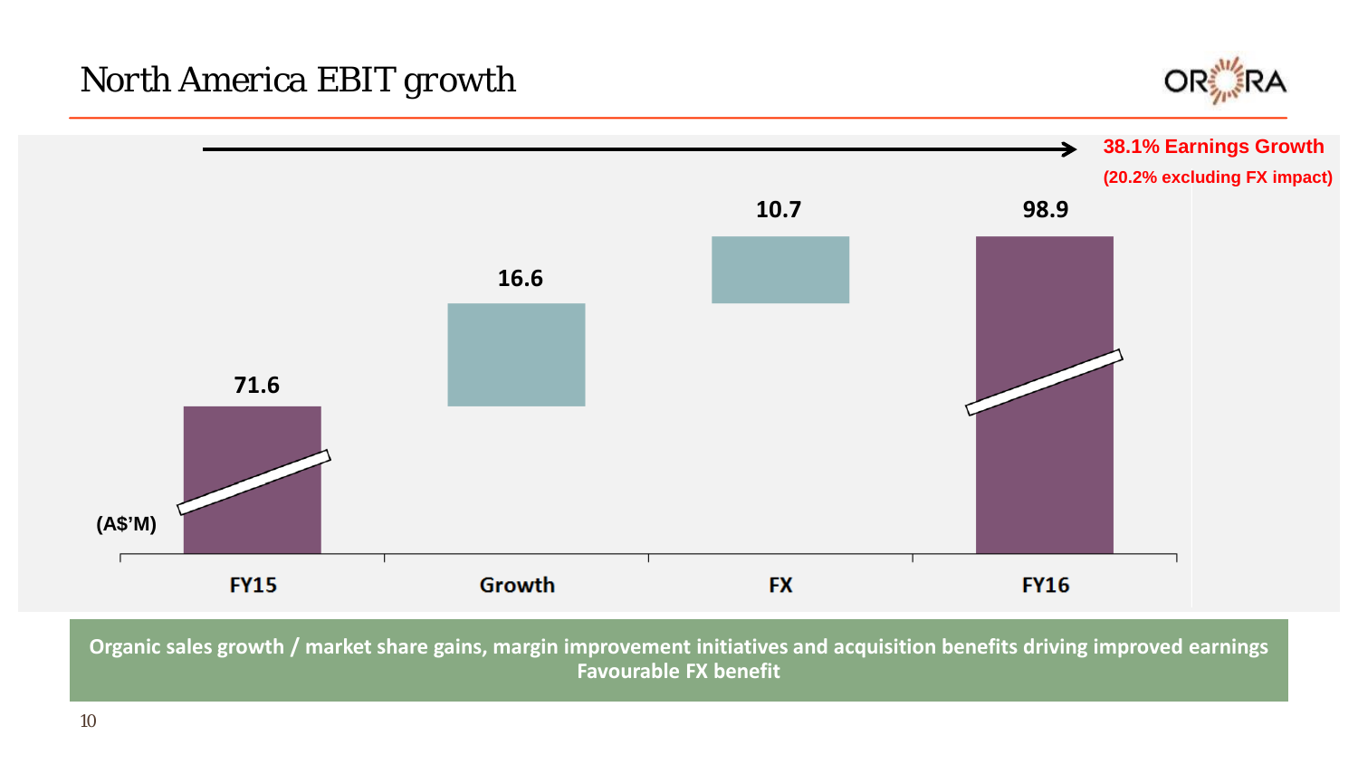# North America EBIT growth

**38.1% Earnings Growth**
**(20.2% excluding FX impact)**

(A$'M)

| | FY15 | Growth | FX | FY16 |
|---|---|---|---|---|
| Value | 71.6 | 16.6 | 10.7 | 98.9 |

**Organic sales growth / market share gains, margin improvement initiatives and acquisition benefits driving improved earnings**
**Favourable FX benefit**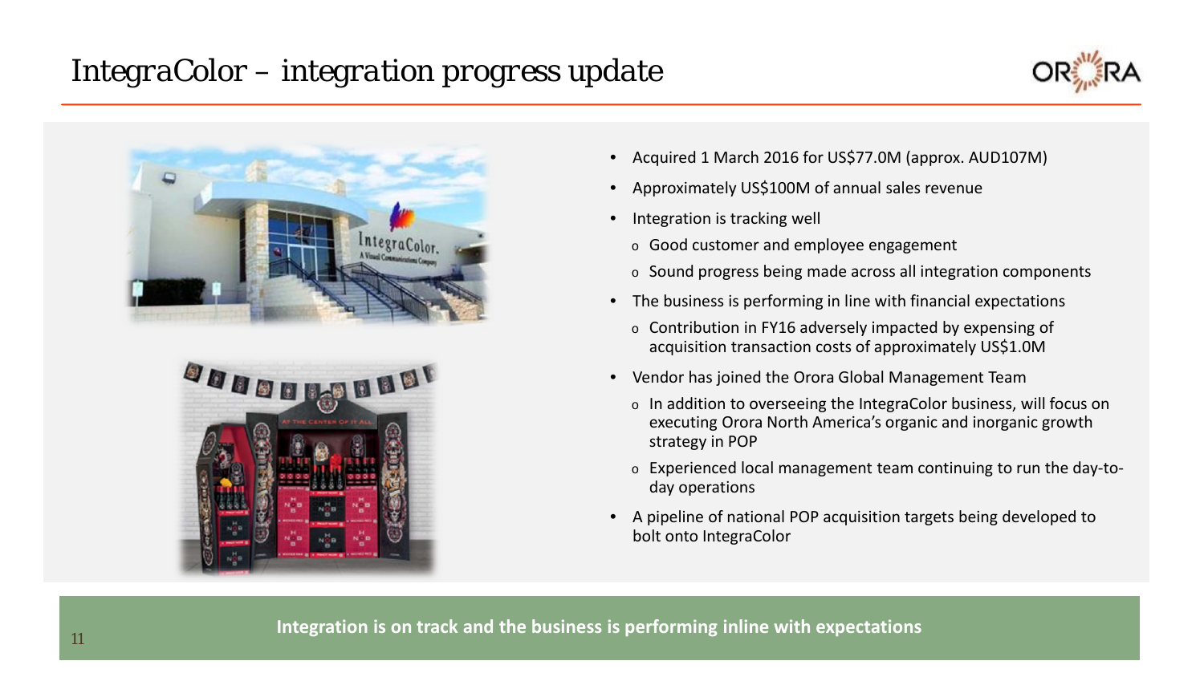# IntegraColor – integration progress update

- Acquired 1 March 2016 for US$77.0M (approx. AUD107M)
- Approximately US$100M of annual sales revenue
- Integration is tracking well
  - Good customer and employee engagement
  - Sound progress being made across all integration components
- The business is performing in line with financial expectations
  - Contribution in FY16 adversely impacted by expensing of acquisition transaction costs of approximately US$1.0M
- Vendor has joined the Orora Global Management Team
  - In addition to overseeing the IntegraColor business, will focus on executing Orora North America's organic and inorganic growth strategy in POP
  - Experienced local management team continuing to run the day-to-day operations
- A pipeline of national POP acquisition targets being developed to bolt onto IntegraColor

**Integration is on track and the business is performing inline with expectations**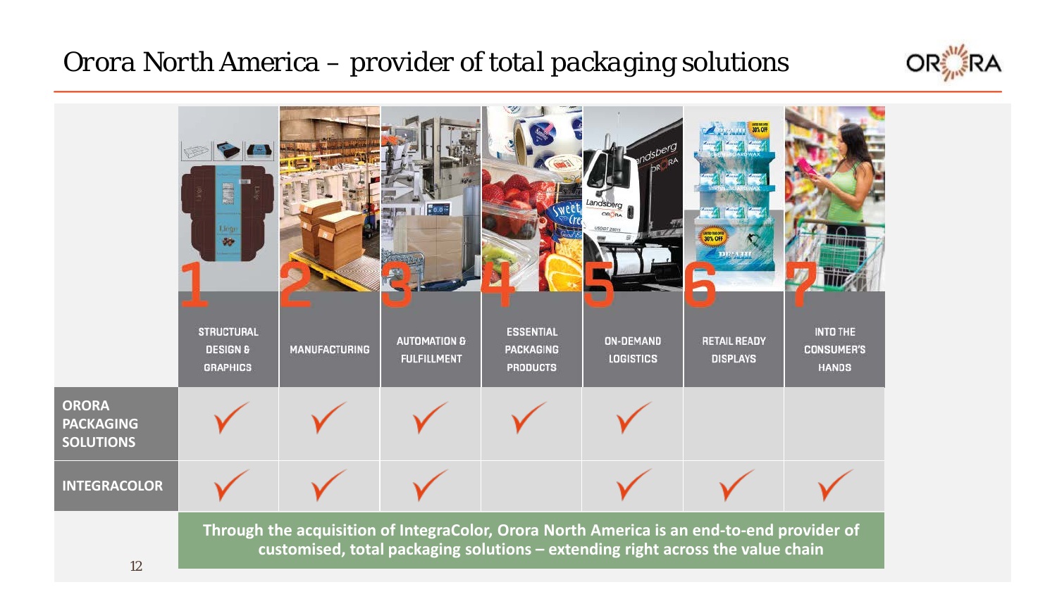# Orora North America – provider of total packaging solutions

| | 1 STRUCTURAL DESIGN & GRAPHICS | 2 MANUFACTURING | 3 AUTOMATION & FULFILLMENT | 4 ESSENTIAL PACKAGING PRODUCTS | 5 ON-DEMAND LOGISTICS | 6 RETAIL READY DISPLAYS | 7 INTO THE CONSUMER'S HANDS |
|---|---|---|---|---|---|---|---|
| **ORORA PACKAGING SOLUTIONS** | ✓ | ✓ | ✓ | ✓ | ✓ | | |
| **INTEGRACOLOR** | ✓ | ✓ | ✓ | | ✓ | ✓ | ✓ |

**Through the acquisition of IntegraColor, Orora North America is an end-to-end provider of customised, total packaging solutions – extending right across the value chain**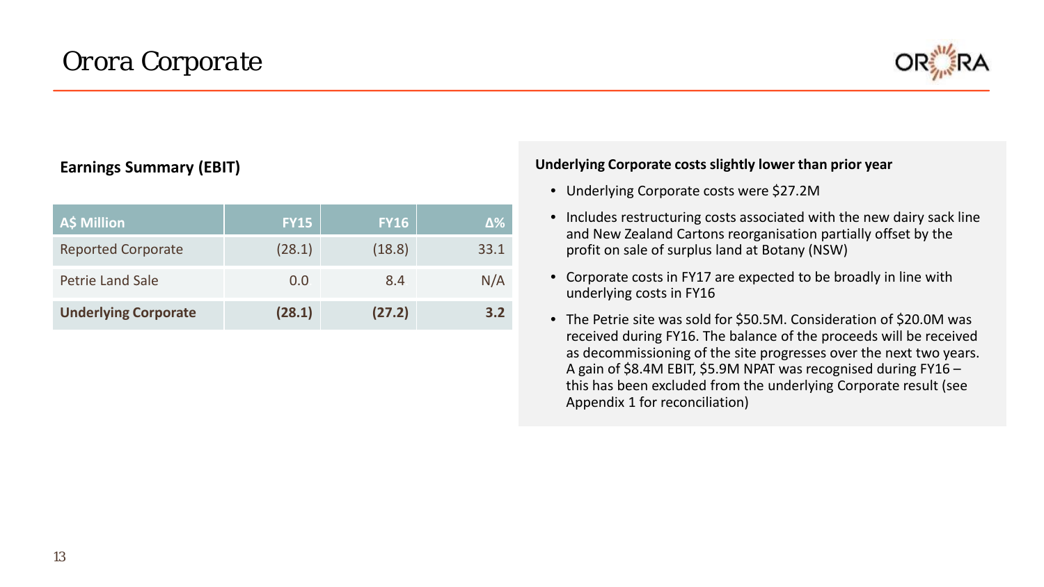# Orora Corporate

## Earnings Summary (EBIT)

| A$ Million | FY15 | FY16 | Δ% |
|---|---|---|---|
| Reported Corporate | (28.1) | (18.8) | 33.1 |
| Petrie Land Sale | 0.0 | 8.4 | N/A |
| **Underlying Corporate** | **(28.1)** | **(27.2)** | **3.2** |

**Underlying Corporate costs slightly lower than prior year**

- Underlying Corporate costs were $27.2M
- Includes restructuring costs associated with the new dairy sack line and New Zealand Cartons reorganisation partially offset by the profit on sale of surplus land at Botany (NSW)
- Corporate costs in FY17 are expected to be broadly in line with underlying costs in FY16
- The Petrie site was sold for $50.5M. Consideration of $20.0M was received during FY16. The balance of the proceeds will be received as decommissioning of the site progresses over the next two years. A gain of $8.4M EBIT, $5.9M NPAT was recognised during FY16 – this has been excluded from the underlying Corporate result (see Appendix 1 for reconciliation)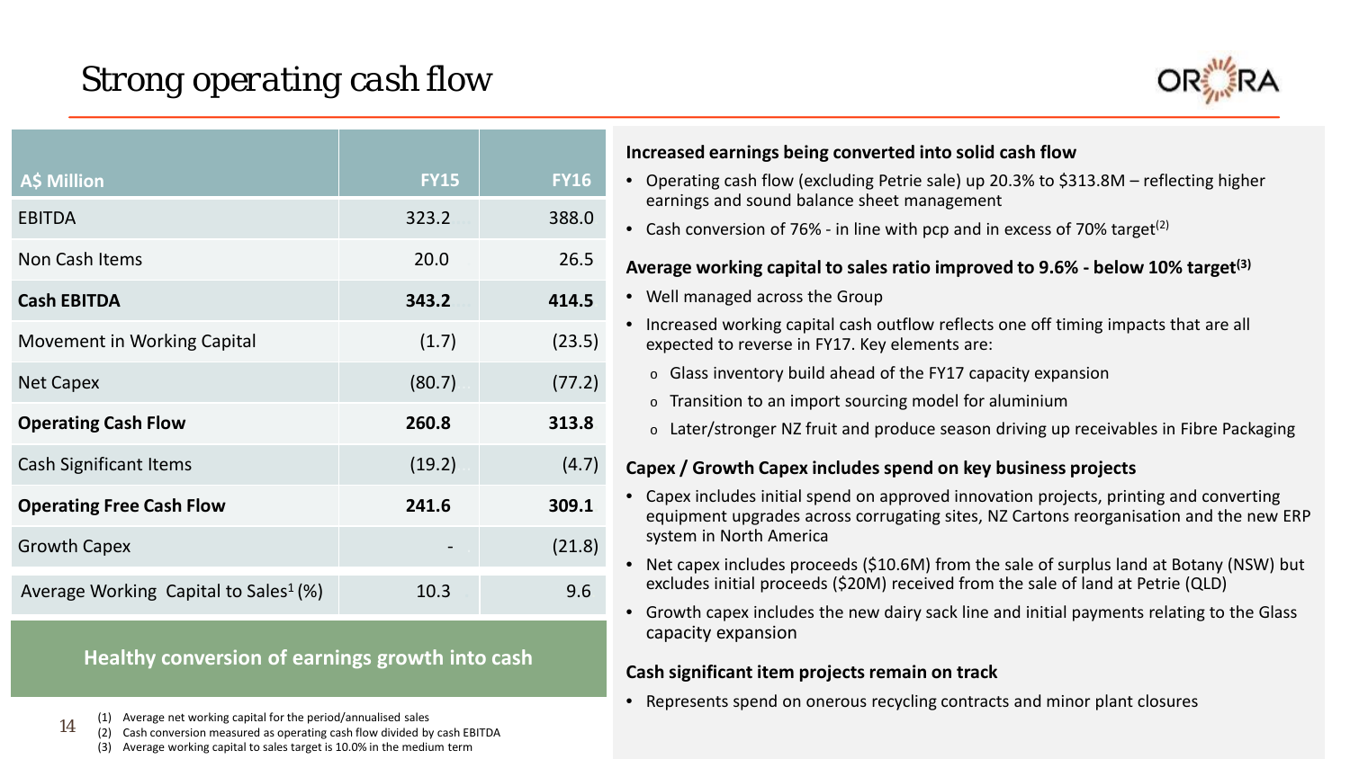# Strong operating cash flow

| A$ Million | FY15 | FY16 |
|---|---|---|
| EBITDA | 323.2 | 388.0 |
| Non Cash Items | 20.0 | 26.5 |
| **Cash EBITDA** | **343.2** | **414.5** |
| Movement in Working Capital | (1.7) | (23.5) |
| Net Capex | (80.7) | (77.2) |
| **Operating Cash Flow** | **260.8** | **313.8** |
| Cash Significant Items | (19.2) | (4.7) |
| **Operating Free Cash Flow** | **241.6** | **309.1** |
| Growth Capex | - | (21.8) |
| Average Working Capital to Sales[1] (%) | 10.3 | 9.6 |

**Healthy conversion of earnings growth into cash**

**Increased earnings being converted into solid cash flow**

- Operating cash flow (excluding Petrie sale) up 20.3% to $313.8M – reflecting higher earnings and sound balance sheet management
- Cash conversion of 76% - in line with pcp and in excess of 70% target[2]

**Average working capital to sales ratio improved to 9.6% - below 10% target[3]**

- Well managed across the Group
- Increased working capital cash outflow reflects one off timing impacts that are all expected to reverse in FY17. Key elements are:
  - Glass inventory build ahead of the FY17 capacity expansion
  - Transition to an import sourcing model for aluminium
  - Later/stronger NZ fruit and produce season driving up receivables in Fibre Packaging

**Capex / Growth Capex includes spend on key business projects**

- Capex includes initial spend on approved innovation projects, printing and converting equipment upgrades across corrugating sites, NZ Cartons reorganisation and the new ERP system in North America
- Net capex includes proceeds ($10.6M) from the sale of surplus land at Botany (NSW) but excludes initial proceeds ($20M) received from the sale of land at Petrie (QLD)
- Growth capex includes the new dairy sack line and initial payments relating to the Glass capacity expansion

**Cash significant item projects remain on track**

- Represents spend on onerous recycling contracts and minor plant closures

(1) Average net working capital for the period/annualised sales
(2) Cash conversion measured as operating cash flow divided by cash EBITDA
(3) Average working capital to sales target is 10.0% in the medium term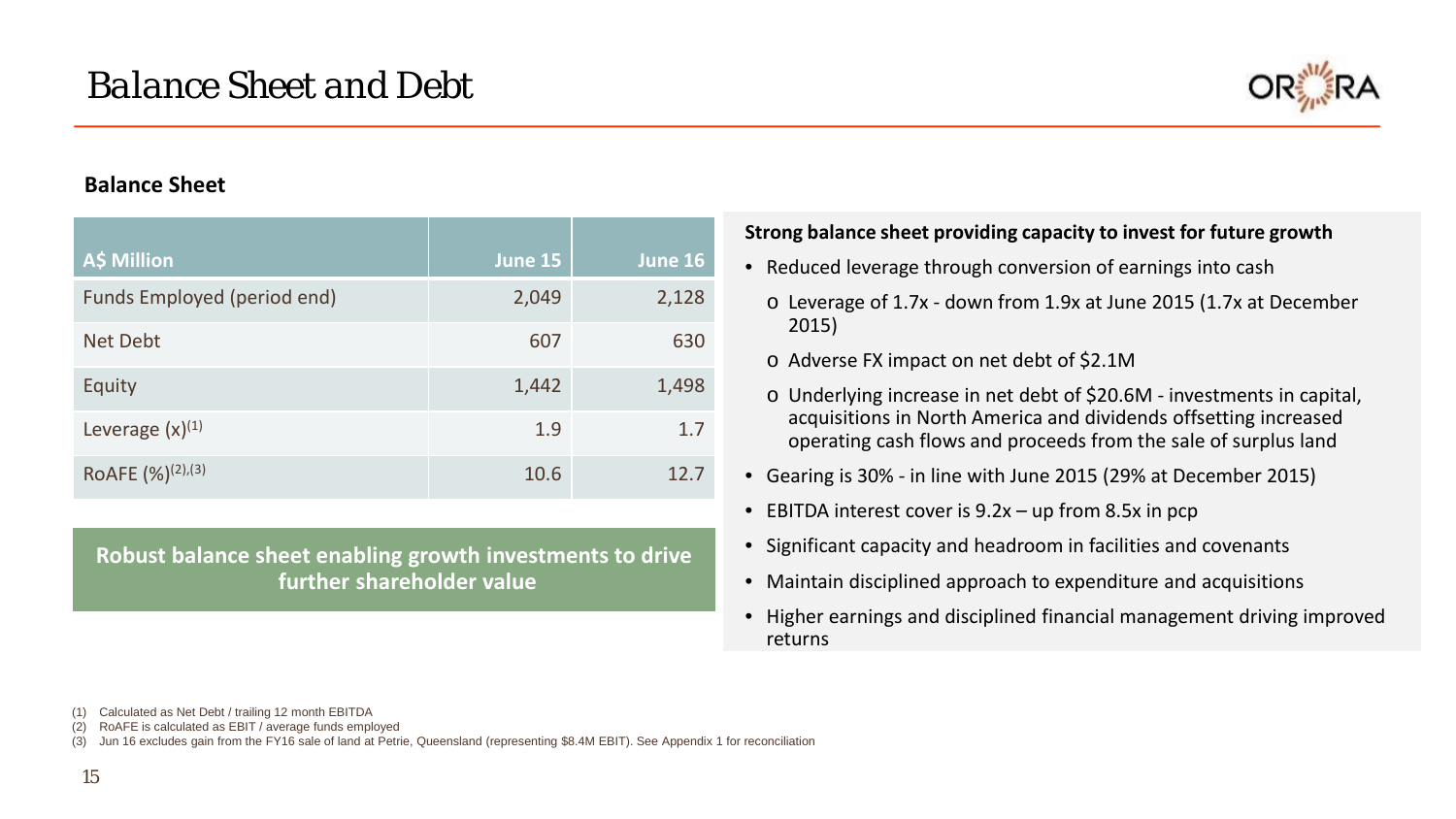# Balance Sheet and Debt

## Balance Sheet

| A$ Million | June 15 | June 16 |
|---|---|---|
| Funds Employed (period end) | 2,049 | 2,128 |
| Net Debt | 607 | 630 |
| Equity | 1,442 | 1,498 |
| Leverage (x)[1] | 1.9 | 1.7 |
| RoAFE (%)[2],[3] | 10.6 | 12.7 |

**Robust balance sheet enabling growth investments to drive further shareholder value**

**Strong balance sheet providing capacity to invest for future growth**

- Reduced leverage through conversion of earnings into cash
  - Leverage of 1.7x - down from 1.9x at June 2015 (1.7x at December 2015)
  - Adverse FX impact on net debt of $2.1M
  - Underlying increase in net debt of $20.6M - investments in capital, acquisitions in North America and dividends offsetting increased operating cash flows and proceeds from the sale of surplus land
- Gearing is 30% - in line with June 2015 (29% at December 2015)
- EBITDA interest cover is 9.2x – up from 8.5x in pcp
- Significant capacity and headroom in facilities and covenants
- Maintain disciplined approach to expenditure and acquisitions
- Higher earnings and disciplined financial management driving improved returns

(1) Calculated as Net Debt / trailing 12 month EBITDA
(2) RoAFE is calculated as EBIT / average funds employed
(3) Jun 16 excludes gain from the FY16 sale of land at Petrie, Queensland (representing $8.4M EBIT). See Appendix 1 for reconciliation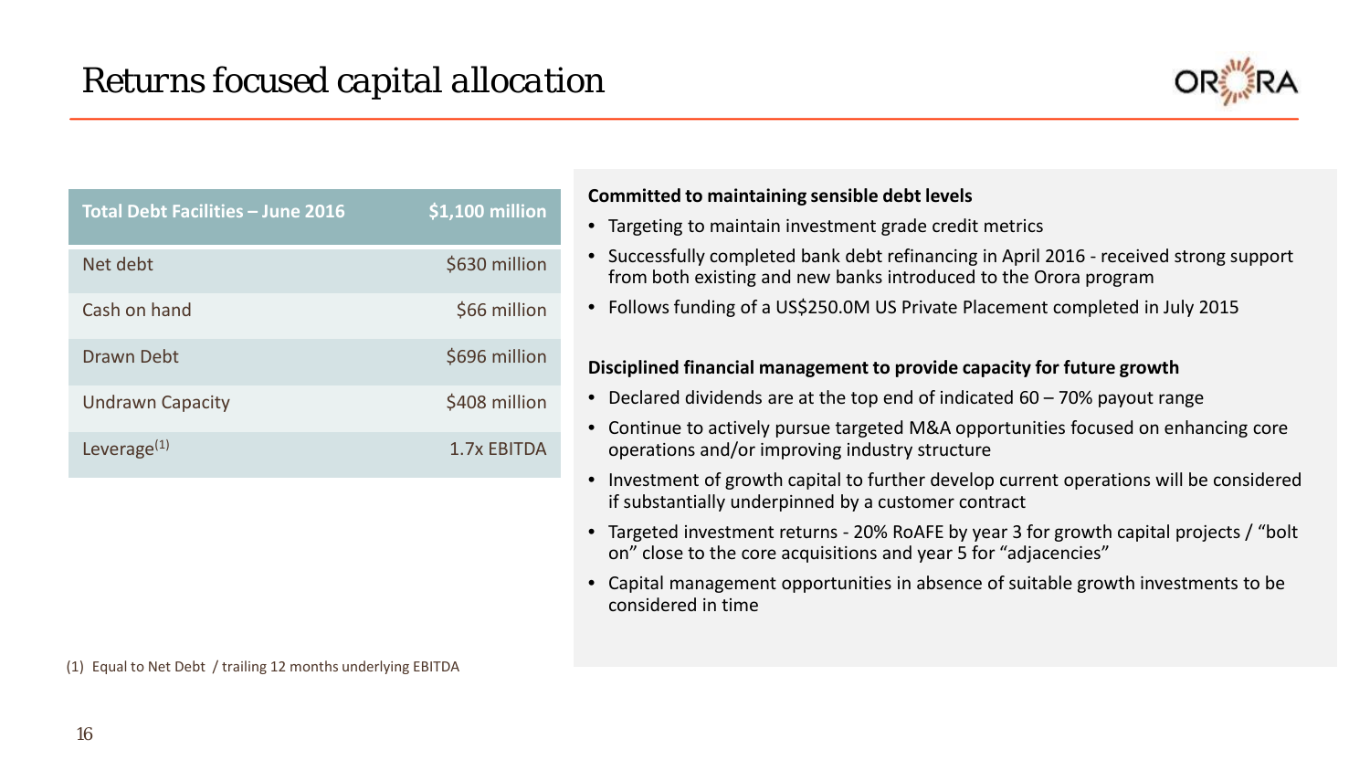# Returns focused capital allocation

| Total Debt Facilities – June 2016 | $1,100 million |
| --- | --- |
| Net debt | $630 million |
| Cash on hand | $66 million |
| Drawn Debt | $696 million |
| Undrawn Capacity | $408 million |
| Leverage[1] | 1.7x EBITDA |

(1) Equal to Net Debt / trailing 12 months underlying EBITDA

**Committed to maintaining sensible debt levels**

- Targeting to maintain investment grade credit metrics
- Successfully completed bank debt refinancing in April 2016 - received strong support from both existing and new banks introduced to the Orora program
- Follows funding of a US$250.0M US Private Placement completed in July 2015

**Disciplined financial management to provide capacity for future growth**

- Declared dividends are at the top end of indicated 60 – 70% payout range
- Continue to actively pursue targeted M&A opportunities focused on enhancing core operations and/or improving industry structure
- Investment of growth capital to further develop current operations will be considered if substantially underpinned by a customer contract
- Targeted investment returns - 20% RoAFE by year 3 for growth capital projects / "bolt on" close to the core acquisitions and year 5 for "adjacencies"
- Capital management opportunities in absence of suitable growth investments to be considered in time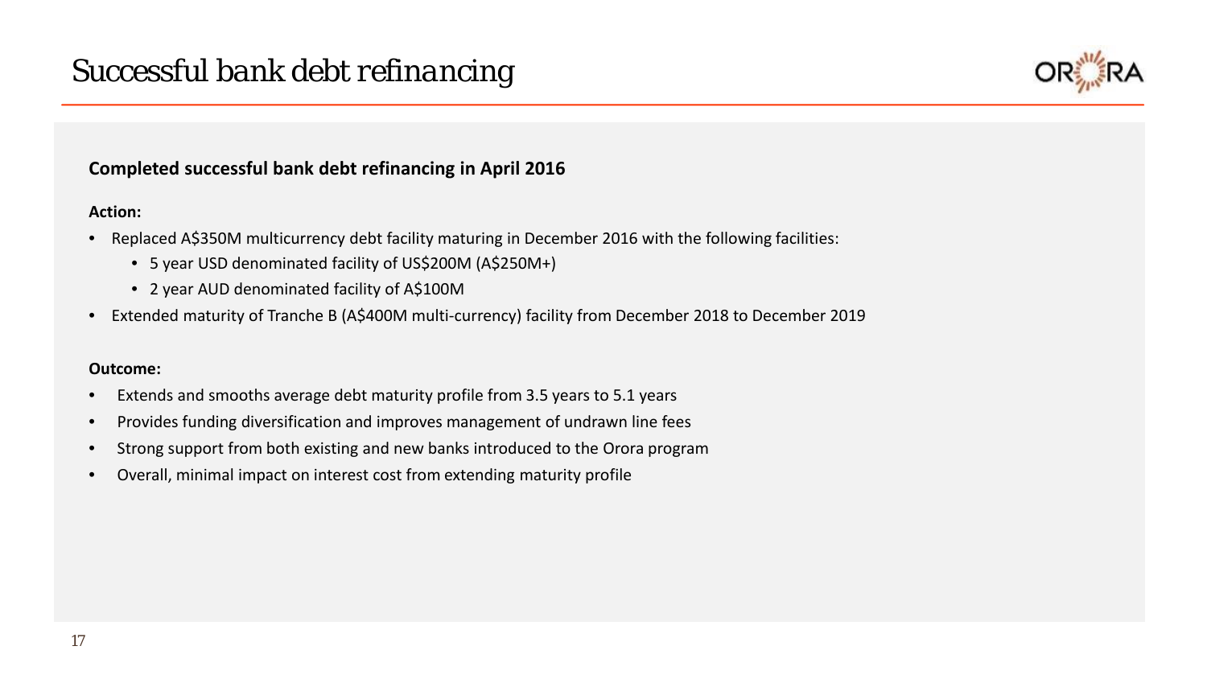# Successful bank debt refinancing

**Completed successful bank debt refinancing in April 2016**

**Action:**

- Replaced A$350M multicurrency debt facility maturing in December 2016 with the following facilities:
  - 5 year USD denominated facility of US$200M (A$250M+)
  - 2 year AUD denominated facility of A$100M
- Extended maturity of Tranche B (A$400M multi-currency) facility from December 2018 to December 2019

**Outcome:**

- Extends and smooths average debt maturity profile from 3.5 years to 5.1 years
- Provides funding diversification and improves management of undrawn line fees
- Strong support from both existing and new banks introduced to the Orora program
- Overall, minimal impact on interest cost from extending maturity profile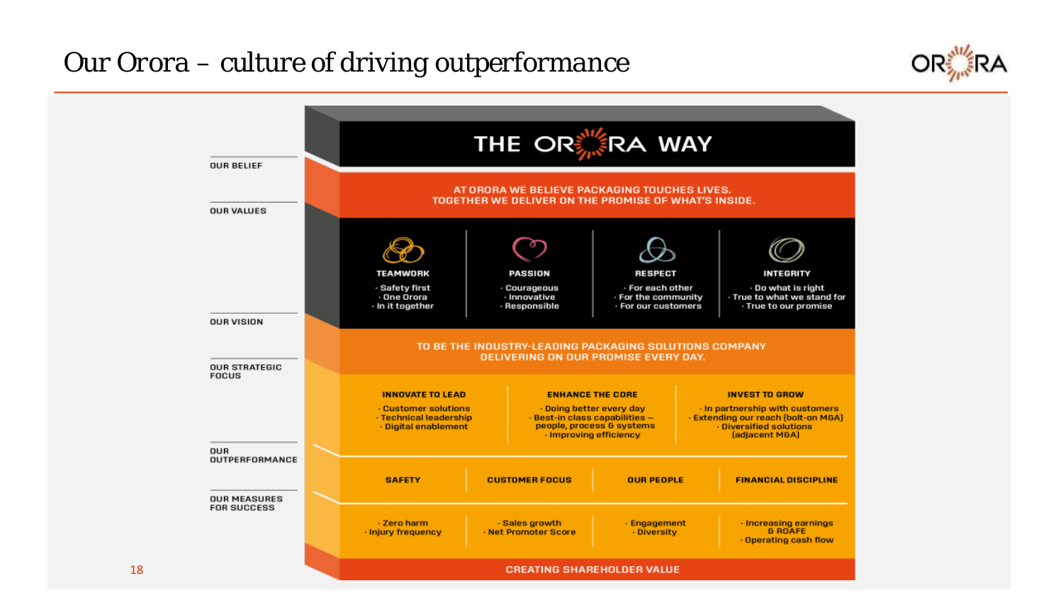# Our Orora – culture of driving outperformance

## THE ORORA WAY

**OUR BELIEF**

AT ORORA WE BELIEVE PACKAGING TOUCHES LIVES.
TOGETHER WE DELIVER ON THE PROMISE OF WHAT'S INSIDE.

**OUR VALUES**

| TEAMWORK | PASSION | RESPECT | INTEGRITY |
|---|---|---|---|
| · Safety first<br>· One Orora<br>· In it together | · Courageous<br>· Innovative<br>· Responsible | · For each other<br>· For the community<br>· For our customers | · Do what is right<br>· True to what we stand for<br>· True to our promise |

**OUR VISION**

TO BE THE INDUSTRY-LEADING PACKAGING SOLUTIONS COMPANY
DELIVERING ON OUR PROMISE EVERY DAY.

**OUR STRATEGIC FOCUS**

| INNOVATE TO LEAD | ENHANCE THE CORE | INVEST TO GROW |
|---|---|---|
| · Customer solutions<br>· Technical leadership<br>· Digital enablement | · Doing better every day<br>· Best-in class capabilities – people, process & systems<br>· Improving efficiency | · In partnership with customers<br>· Extending our reach (bolt-on M&A)<br>· Diversified solutions (adjacent M&A) |

**OUR OUTPERFORMANCE** / **OUR MEASURES FOR SUCCESS**

| SAFETY | CUSTOMER FOCUS | OUR PEOPLE | FINANCIAL DISCIPLINE |
|---|---|---|---|
| · Zero harm<br>· Injury frequency | · Sales growth<br>· Net Promoter Score | · Engagement<br>· Diversity | · Increasing earnings & ROAFE<br>· Operating cash flow |

CREATING SHAREHOLDER VALUE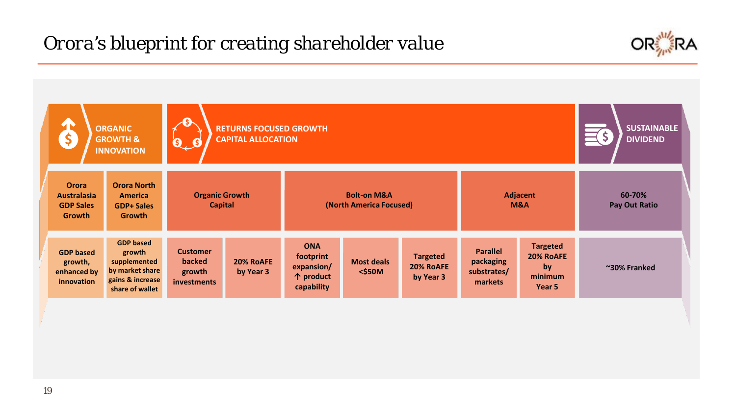# Orora's blueprint for creating shareholder value

| ORGANIC GROWTH & INNOVATION | | RETURNS FOCUSED GROWTH CAPITAL ALLOCATION | | | | | | | SUSTAINABLE DIVIDEND |
|---|---|---|---|---|---|---|---|---|---|
| Orora Australasia GDP Sales Growth | Orora North America GDP+ Sales Growth | Organic Growth Capital | | Bolt-on M&A (North America Focused) | | | Adjacent M&A | | 60-70% Pay Out Ratio |
| GDP based growth, enhanced by innovation | GDP based growth supplemented by market share gains & increase share of wallet | Customer backed growth investments | 20% RoAFE by Year 3 | ONA footprint expansion/ ↑ product capability | Most deals <$50M | Targeted 20% RoAFE by Year 3 | Parallel packaging substrates/ markets | Targeted 20% RoAFE by minimum Year 5 | ~30% Franked |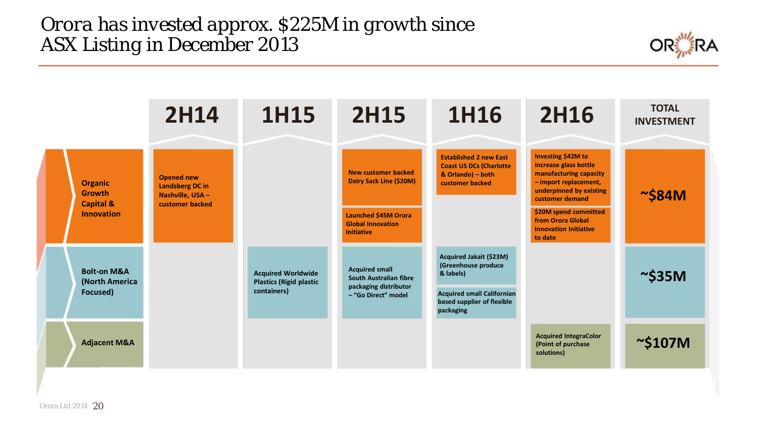# Orora has invested approx. $225M in growth since ASX Listing in December 2013

| | 2H14 | 1H15 | 2H15 | 1H16 | 2H16 | TOTAL INVESTMENT |
|---|---|---|---|---|---|---|
| **Organic Growth Capital & Innovation** | Opened new Landsberg DC in Nashville, USA – customer backed | | New customer backed Dairy Sack Line ($20M); Launched $45M Orora Global Innovation Initiative | Established 2 new East Coast US DCs (Charlotte & Orlando) – both customer backed | Investing $42M to increase glass bottle manufacturing capacity – import replacement, underpinned by existing customer demand; $20M spend committed from Orora Global Innovation Initiative to date | ~$84M |
| **Bolt-on M&A (North America Focused)** | | Acquired Worldwide Plastics (Rigid plastic containers) | Acquired small South Australian fibre packaging distributor – "Go Direct" model | Acquired Jakait ($23M) (Greenhouse produce & labels); Acquired small Californian based supplier of flexible packaging | | ~$35M |
| **Adjacent M&A** | | | | | Acquired IntegraColor (Point of purchase solutions) | ~$107M |

Orora Ltd 2014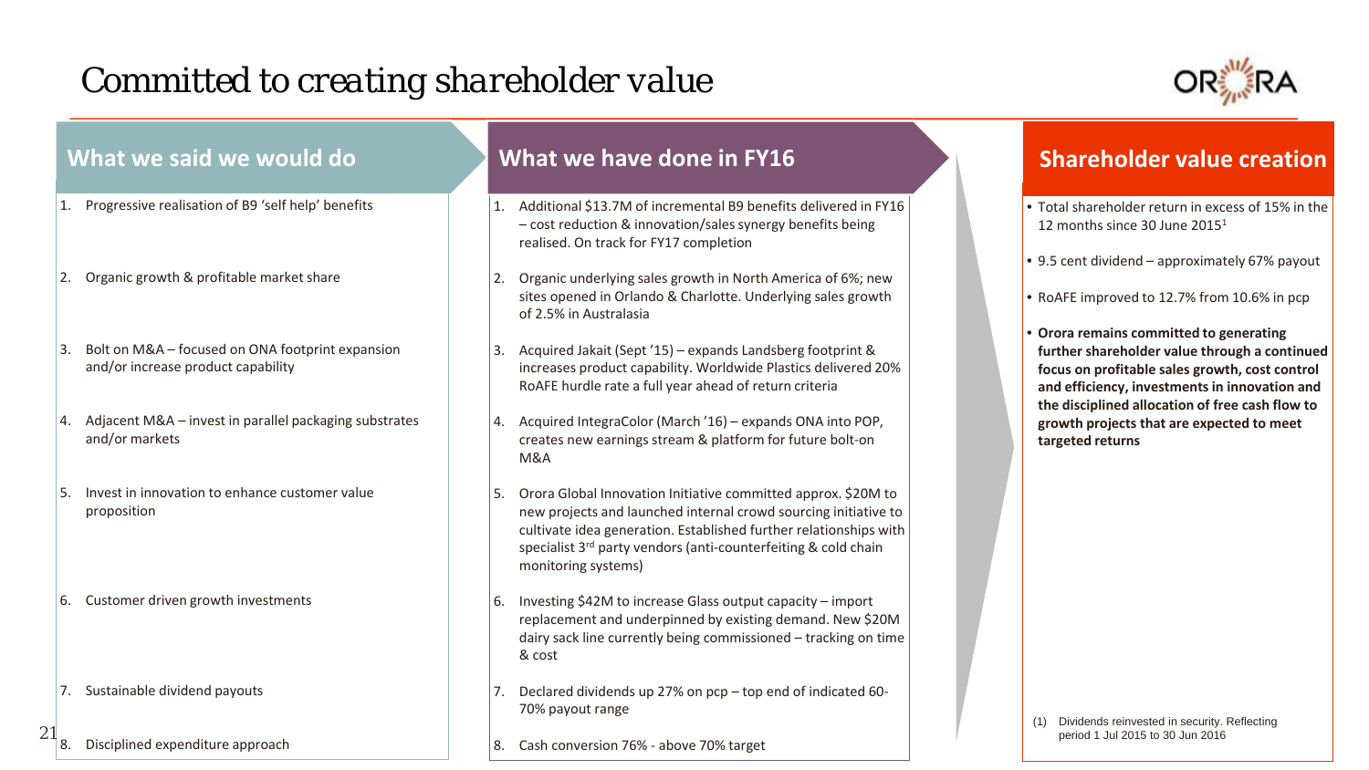# Committed to creating shareholder value

| What we said we would do | What we have done in FY16 |
| --- | --- |
| 1. Progressive realisation of B9 'self help' benefits | 1. Additional $13.7M of incremental B9 benefits delivered in FY16 – cost reduction & innovation/sales synergy benefits being realised. On track for FY17 completion |
| 2. Organic growth & profitable market share | 2. Organic underlying sales growth in North America of 6%; new sites opened in Orlando & Charlotte. Underlying sales growth of 2.5% in Australasia |
| 3. Bolt on M&A – focused on ONA footprint expansion and/or increase product capability | 3. Acquired Jakait (Sept '15) – expands Landsberg footprint & increases product capability. Worldwide Plastics delivered 20% RoAFE hurdle rate a full year ahead of return criteria |
| 4. Adjacent M&A – invest in parallel packaging substrates and/or markets | 4. Acquired IntegraColor (March '16) – expands ONA into POP, creates new earnings stream & platform for future bolt-on M&A |
| 5. Invest in innovation to enhance customer value proposition | 5. Orora Global Innovation Initiative committed approx. $20M to new projects and launched internal crowd sourcing initiative to cultivate idea generation. Established further relationships with specialist 3rd party vendors (anti-counterfeiting & cold chain monitoring systems) |
| 6. Customer driven growth investments | 6. Investing $42M to increase Glass output capacity – import replacement and underpinned by existing demand. New $20M dairy sack line currently being commissioned – tracking on time & cost |
| 7. Sustainable dividend payouts | 7. Declared dividends up 27% on pcp – top end of indicated 60-70% payout range |
| 8. Disciplined expenditure approach | 8. Cash conversion 76% - above 70% target |

## Shareholder value creation

- Total shareholder return in excess of 15% in the 12 months since 30 June 2015[1]
- 9.5 cent dividend – approximately 67% payout
- RoAFE improved to 12.7% from 10.6% in pcp
- **Orora remains committed to generating further shareholder value through a continued focus on profitable sales growth, cost control and efficiency, investments in innovation and the disciplined allocation of free cash flow to growth projects that are expected to meet targeted returns**

(1) Dividends reinvested in security. Reflecting period 1 Jul 2015 to 30 Jun 2016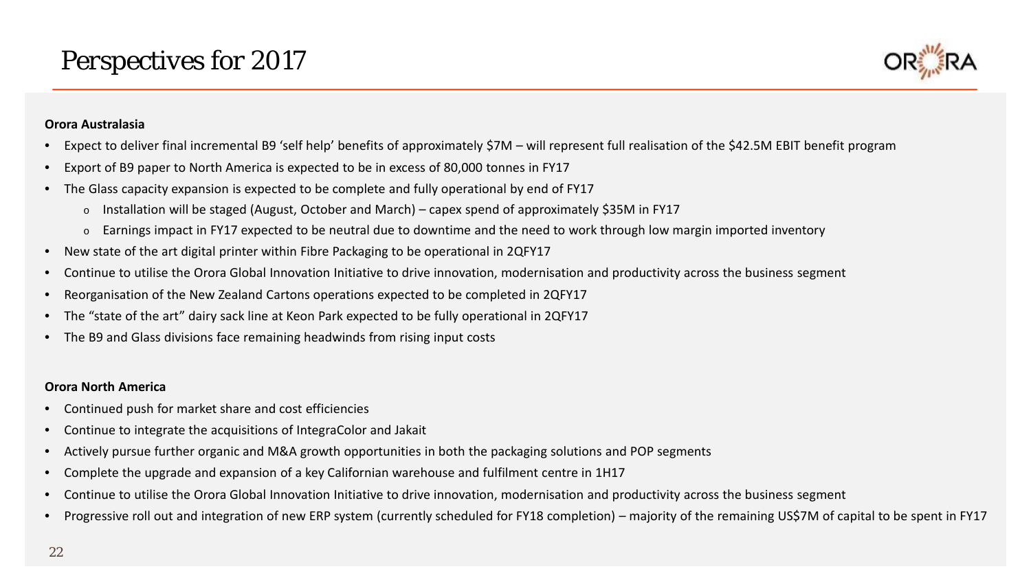# Perspectives for 2017

**Orora Australasia**

- Expect to deliver final incremental B9 'self help' benefits of approximately $7M – will represent full realisation of the $42.5M EBIT benefit program
- Export of B9 paper to North America is expected to be in excess of 80,000 tonnes in FY17
- The Glass capacity expansion is expected to be complete and fully operational by end of FY17
  - Installation will be staged (August, October and March) – capex spend of approximately $35M in FY17
  - Earnings impact in FY17 expected to be neutral due to downtime and the need to work through low margin imported inventory
- New state of the art digital printer within Fibre Packaging to be operational in 2QFY17
- Continue to utilise the Orora Global Innovation Initiative to drive innovation, modernisation and productivity across the business segment
- Reorganisation of the New Zealand Cartons operations expected to be completed in 2QFY17
- The "state of the art" dairy sack line at Keon Park expected to be fully operational in 2QFY17
- The B9 and Glass divisions face remaining headwinds from rising input costs

**Orora North America**

- Continued push for market share and cost efficiencies
- Continue to integrate the acquisitions of IntegraColor and Jakait
- Actively pursue further organic and M&A growth opportunities in both the packaging solutions and POP segments
- Complete the upgrade and expansion of a key Californian warehouse and fulfilment centre in 1H17
- Continue to utilise the Orora Global Innovation Initiative to drive innovation, modernisation and productivity across the business segment
- Progressive roll out and integration of new ERP system (currently scheduled for FY18 completion) – majority of the remaining US$7M of capital to be spent in FY17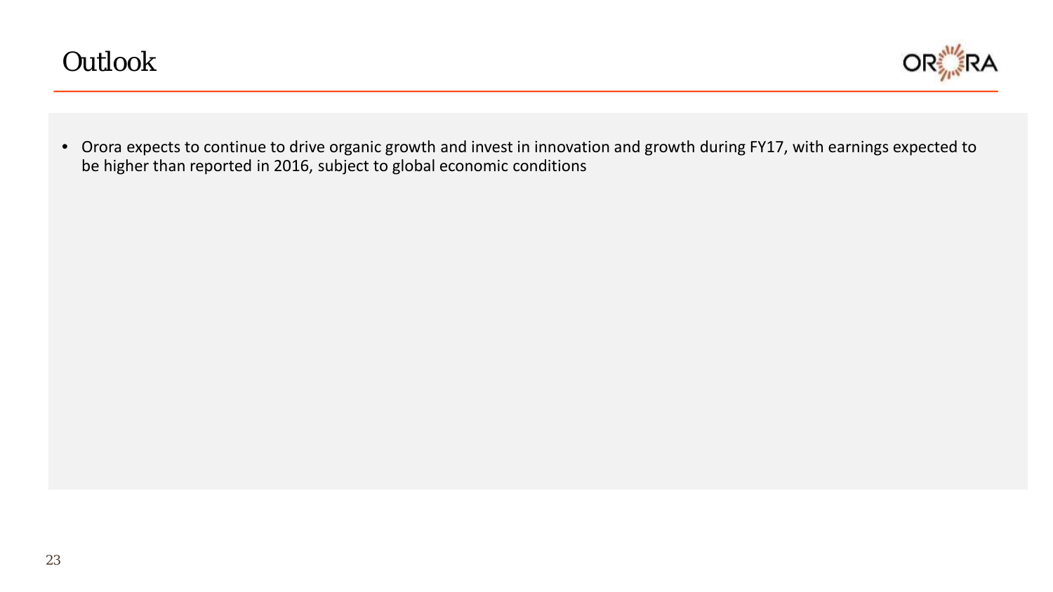# Outlook

- Orora expects to continue to drive organic growth and invest in innovation and growth during FY17, with earnings expected to be higher than reported in 2016, subject to global economic conditions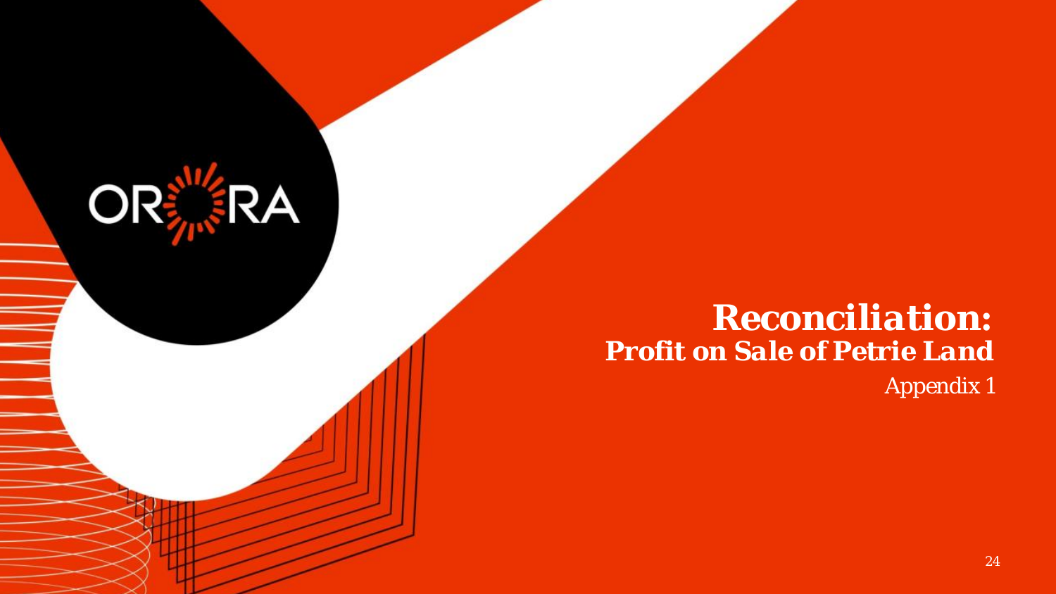# Reconciliation:

## Profit on Sale of Petrie Land

Appendix 1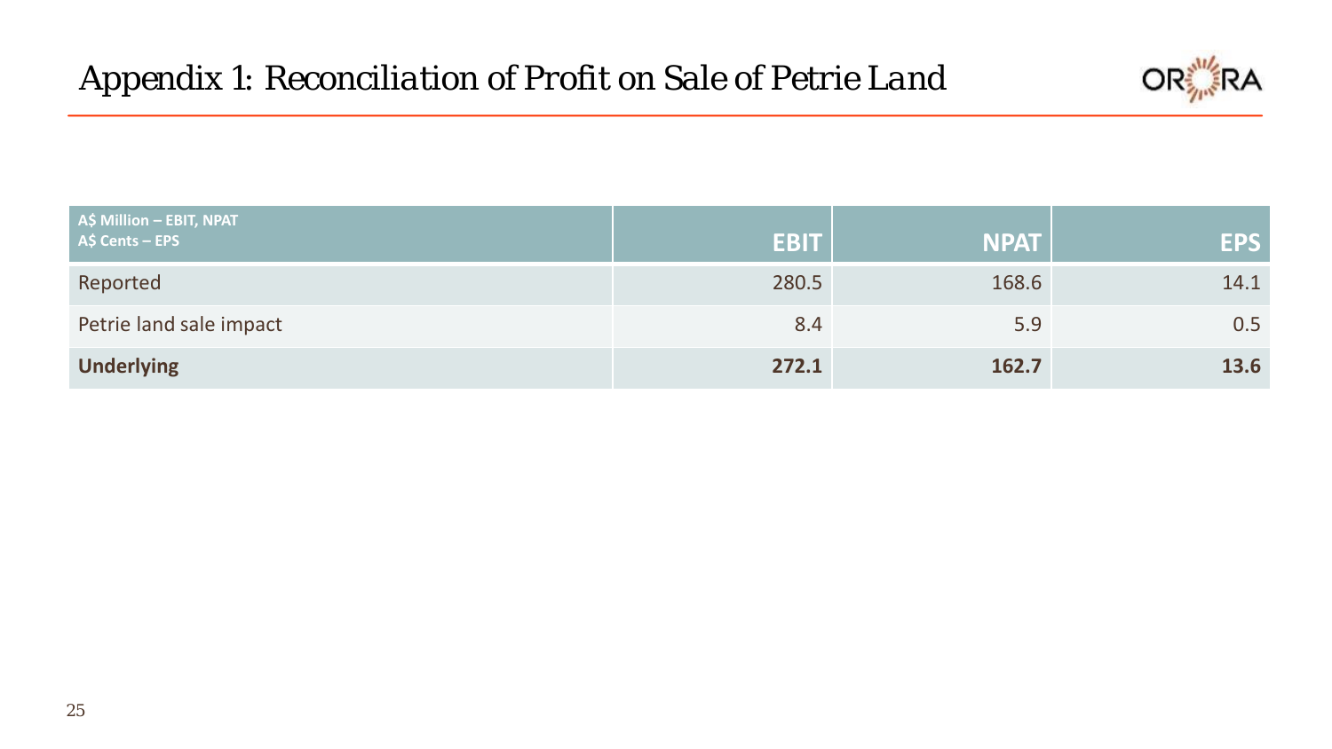# Appendix 1: Reconciliation of Profit on Sale of Petrie Land

| A$ Million – EBIT, NPAT<br>A$ Cents – EPS | EBIT | NPAT | EPS |
|---|---|---|---|
| Reported | 280.5 | 168.6 | 14.1 |
| Petrie land sale impact | 8.4 | 5.9 | 0.5 |
| **Underlying** | **272.1** | **162.7** | **13.6** |